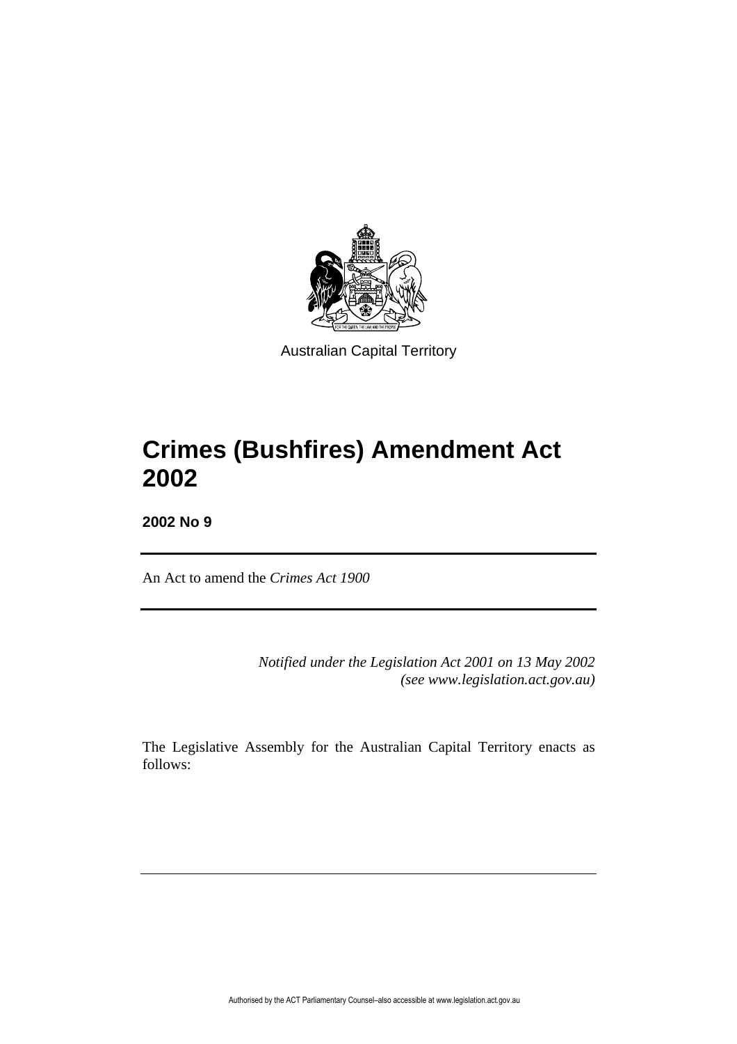Australian Capital Territory

# Crimes (Bushfires) Amendment Act 2002

**2002 No 9**

An Act to amend the *Crimes Act 1900*

*Notified under the Legislation Act 2001 on 13 May 2002 (see www.legislation.act.gov.au)*

The Legislative Assembly for the Australian Capital Territory enacts as follows: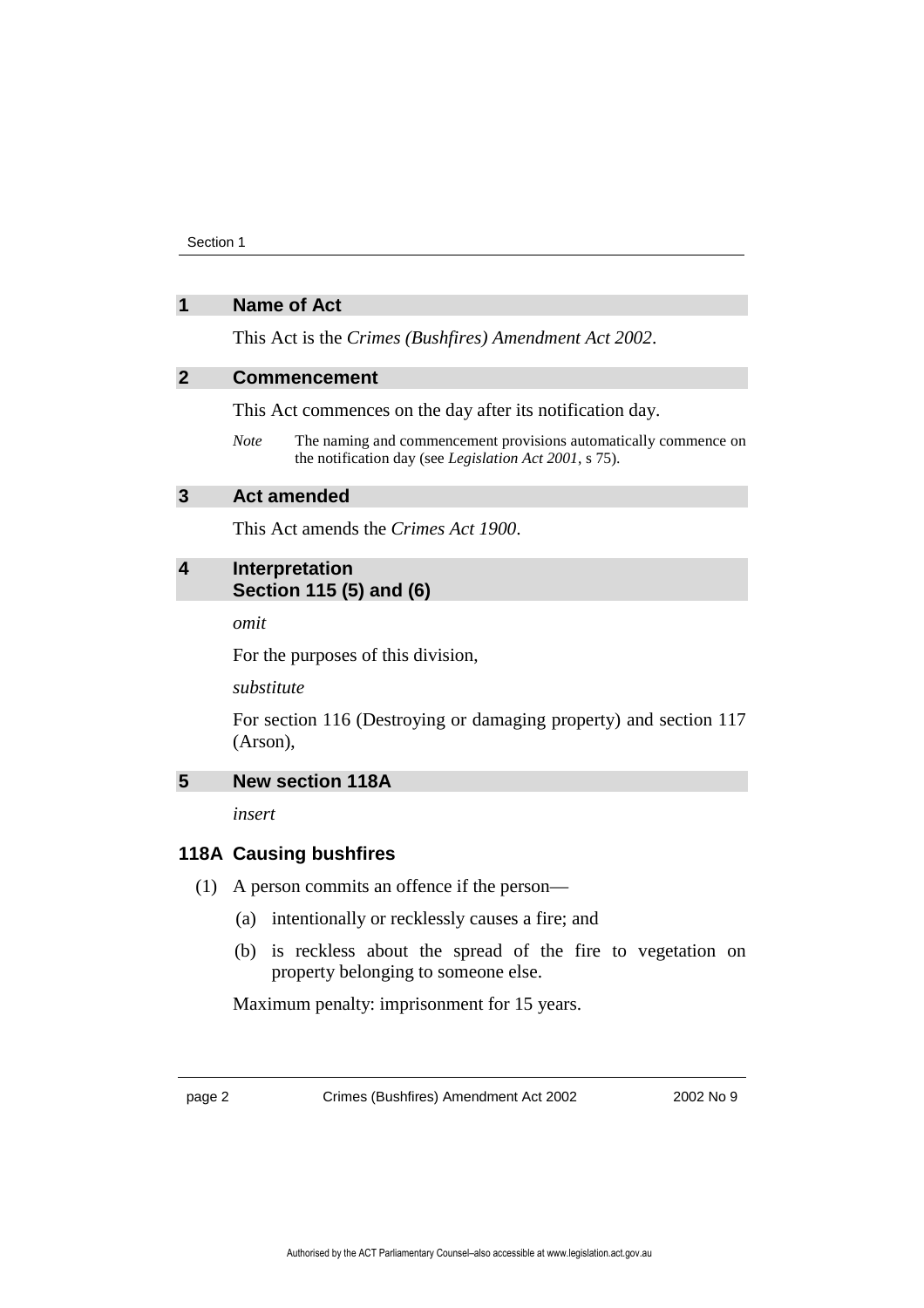## 1 Name of Act

This Act is the *Crimes (Bushfires) Amendment Act 2002*.

## 2 Commencement

This Act commences on the day after its notification day.

*Note* The naming and commencement provisions automatically commence on the notification day (see *Legislation Act 2001*, s 75).

## 3 Act amended

This Act amends the *Crimes Act 1900*.

## 4 Interpretation Section 115 (5) and (6)

*omit*

For the purposes of this division,

*substitute*

For section 116 (Destroying or damaging property) and section 117 (Arson),

## 5 New section 118A

*insert*

### 118A Causing bushfires

(1) A person commits an offence if the person—

(a) intentionally or recklessly causes a fire; and

(b) is reckless about the spread of the fire to vegetation on property belonging to someone else.

Maximum penalty: imprisonment for 15 years.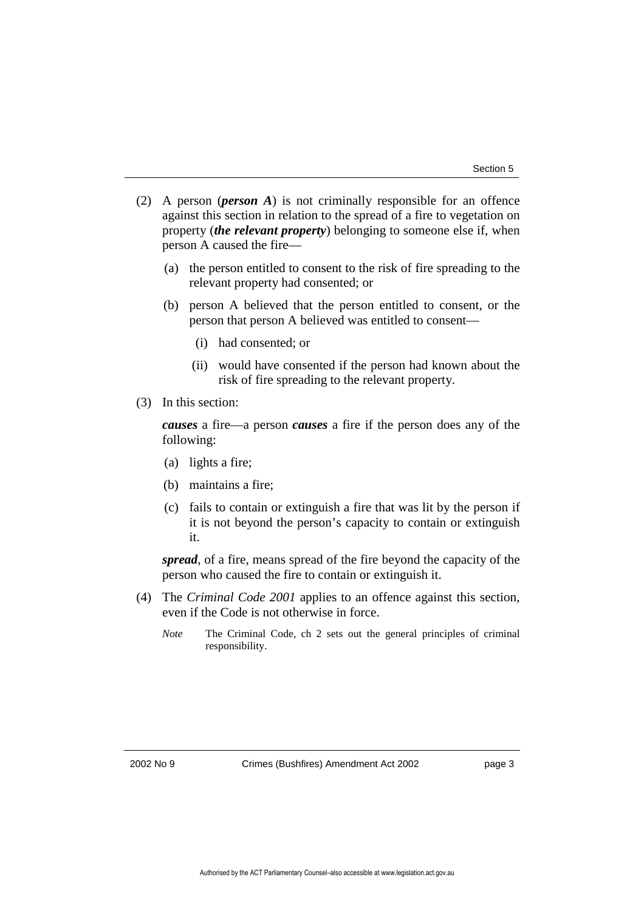(2) A person (***person A***) is not criminally responsible for an offence against this section in relation to the spread of a fire to vegetation on property (***the relevant property***) belonging to someone else if, when person A caused the fire—

   (a) the person entitled to consent to the risk of fire spreading to the relevant property had consented; or

   (b) person A believed that the person entitled to consent, or the person that person A believed was entitled to consent—

      (i) had consented; or

      (ii) would have consented if the person had known about the risk of fire spreading to the relevant property.

(3) In this section:

   ***causes*** a fire—a person ***causes*** a fire if the person does any of the following:

   (a) lights a fire;

   (b) maintains a fire;

   (c) fails to contain or extinguish a fire that was lit by the person if it is not beyond the person's capacity to contain or extinguish it.

   ***spread***, of a fire, means spread of the fire beyond the capacity of the person who caused the fire to contain or extinguish it.

(4) The *Criminal Code 2001* applies to an offence against this section, even if the Code is not otherwise in force.

   *Note* The Criminal Code, ch 2 sets out the general principles of criminal responsibility.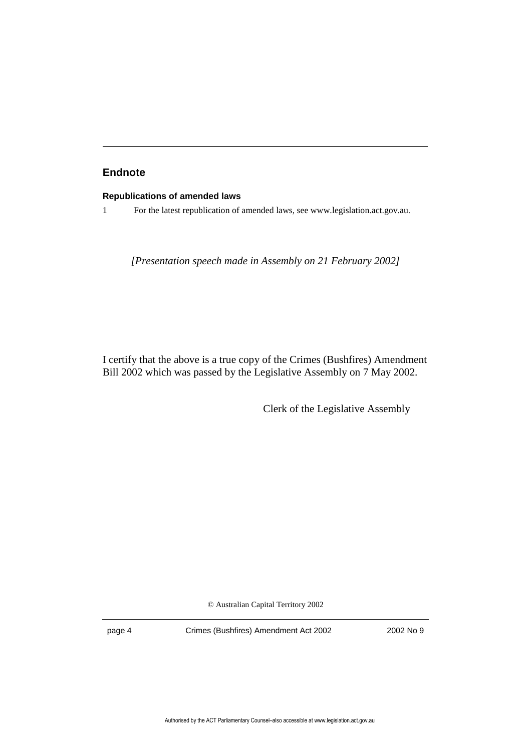## Endnote

### Republications of amended laws

1 For the latest republication of amended laws, see www.legislation.act.gov.au.

*[Presentation speech made in Assembly on 21 February 2002]*

I certify that the above is a true copy of the Crimes (Bushfires) Amendment Bill 2002 which was passed by the Legislative Assembly on 7 May 2002.

Clerk of the Legislative Assembly

© Australian Capital Territory 2002